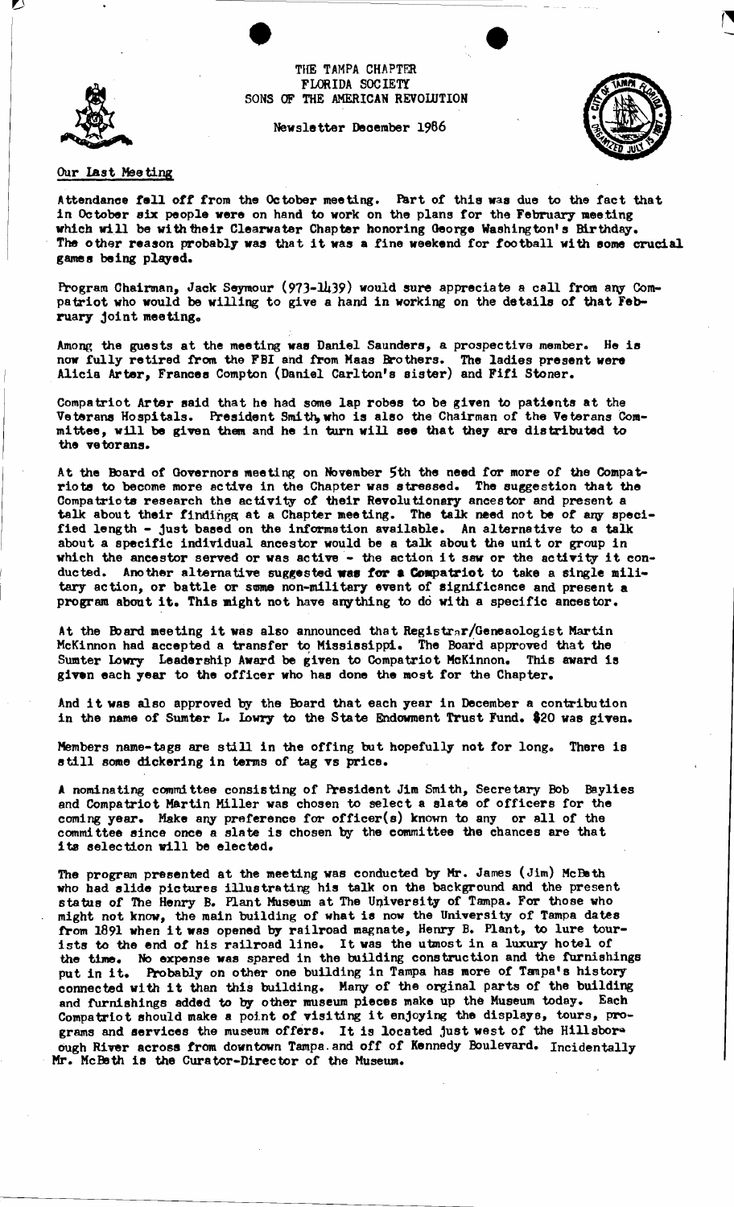# THE TAMPA CHAPTER
## FLORIDA SOCIETY
## SONS OF THE AMERICAN REVOLUTION

Newsletter December 1986

### Our Last Meeting

Attendance fell off from the October meeting. Part of this was due to the fact that in October six people were on hand to work on the plans for the February meeting which will be with their Clearwater Chapter honoring George Washington's Birthday. The other reason probably was that it was a fine weekend for football with some crucial games being played.

Program Chairman, Jack Seymour (973-1439) would sure appreciate a call from any Compatriot who would be willing to give a hand in working on the details of that February joint meeting.

Among the guests at the meeting was Daniel Saunders, a prospective member. He is now fully retired from the FBI and from Maas Brothers. The ladies present were Alicia Arter, Frances Compton (Daniel Carlton's sister) and Fifi Stoner.

Compatriot Arter said that he had some lap robes to be given to patients at the Veterans Hospitals. President Smith, who is also the Chairman of the Veterans Committee, will be given them and he in turn will see that they are distributed to the veterans.

At the Board of Governors meeting on November 5th the need for more of the Compatriots to become more active in the Chapter was stressed. The suggestion that the Compatriots research the activity of their Revolutionary ancestor and present a talk about their findings at a Chapter meeting. The talk need not be of any specified length - just based on the information available. An alternative to a talk about a specific individual ancestor would be a talk about the unit or group in which the ancestor served or was active - the action it saw or the activity it conducted. Another alternative suggested was for a Compatriot to take a single military action, or battle or some non-military event of significance and present a program about it. This might not have anything to do with a specific ancestor.

At the Board meeting it was also announced that Registrar/Geneaologist Martin McKinnon had accepted a transfer to Mississippi. The Board approved that the Sumter Lowry Leadership Award be given to Compatriot McKinnon. This award is given each year to the officer who has done the most for the Chapter.

And it was also approved by the Board that each year in December a contribution in the name of Sumter L. Lowry to the State Endowment Trust Fund. $20 was given.

Members name-tags are still in the offing but hopefully not for long. There is still some dickering in terms of tag vs price.

A nominating committee consisting of President Jim Smith, Secretary Bob Baylies and Compatriot Martin Miller was chosen to select a slate of officers for the coming year. Make any preference for officer(s) known to any or all of the committee since once a slate is chosen by the committee the chances are that its selection will be elected.

The program presented at the meeting was conducted by Mr. James (Jim) McBeth who had slide pictures illustrating his talk on the background and the present status of The Henry B. Plant Museum at The University of Tampa. For those who might not know, the main building of what is now the University of Tampa dates from 1891 when it was opened by railroad magnate, Henry B. Plant, to lure tourists to the end of his railroad line. It was the utmost in a luxury hotel of the time. No expense was spared in the building construction and the furnishings put in it. Probably on other one building in Tampa has more of Tampa's history connected with it than this building. Many of the orginal parts of the building and furnishings added to by other museum pieces make up the Museum today. Each Compatriot should make a point of visiting it enjoying the displays, tours, programs and services the museum offers. It is located just west of the Hillsborough River across from downtown Tampa and off of Kennedy Boulevard. Incidentally Mr. McBeth is the Curator-Director of the Museum.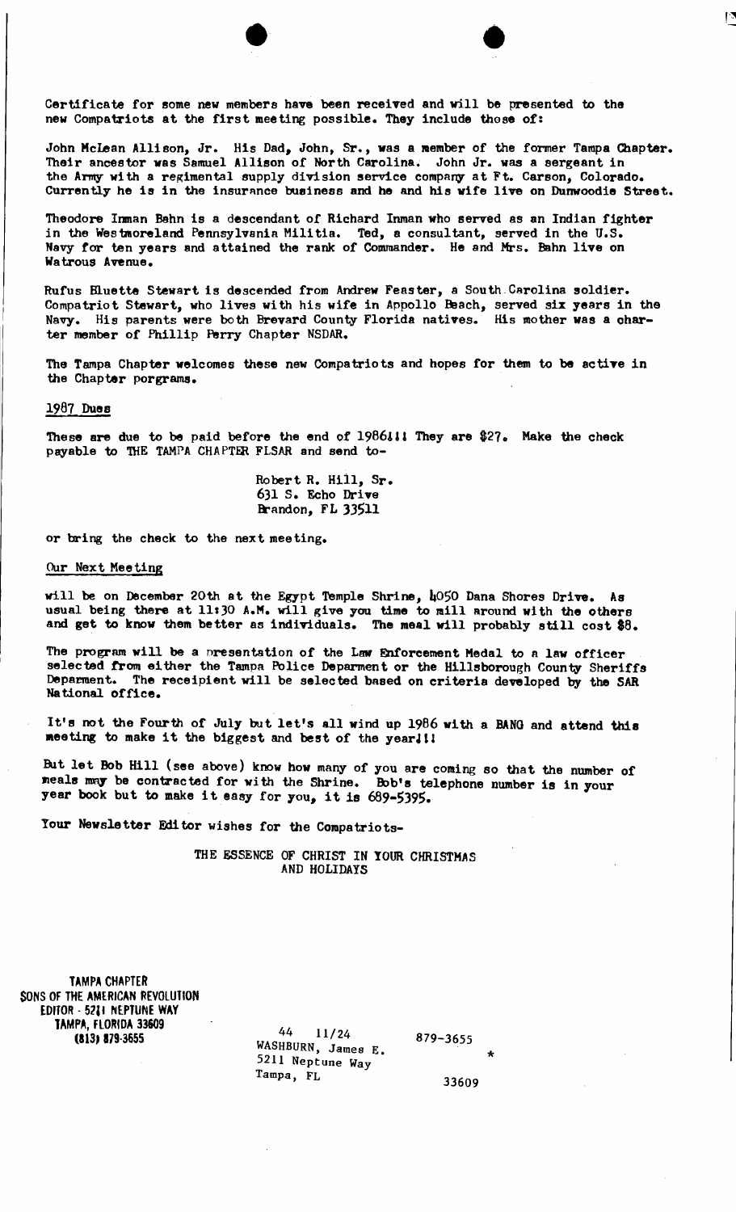Certificate for some new members have been received and will be presented to the new Compatriots at the first meeting possible. They include those of:

John McLean Allison, Jr. His Dad, John, Sr., was a member of the former Tampa Chapter. Their ancestor was Samuel Allison of North Carolina. John Jr. was a sergeant in the Army with a regimental supply division service company at Ft. Carson, Colorado. Currently he is in the insurance business and he and his wife live on Dunwoodie Street.

Theodore Inman Bahn is a descendant of Richard Inman who served as an Indian fighter in the Westmoreland Pennsylvania Militia. Ted, a consultant, served in the U.S. Navy for ten years and attained the rank of Commander. He and Mrs. Bahn live on Watrous Avenue.

Rufus Bluette Stewart is descended from Andrew Feaster, a South Carolina soldier. Compatriot Stewart, who lives with his wife in Appollo Beach, served six years in the Navy. His parents were both Brevard County Florida natives. His mother was a charter member of Phillip Perry Chapter NSDAR.

The Tampa Chapter welcomes these new Compatriots and hopes for them to be active in the Chapter porgrams.

## 1987 Dues

These are due to be paid before the end of 1986!!! They are $27. Make the check payable to THE TAMPA CHAPTER FLSAR and send to-

Robert R. Hill, Sr.
631 S. Echo Drive
Brandon, FL 33511

or bring the check to the next meeting.

## Our Next Meeting

will be on December 20th at the Egypt Temple Shrine, 4050 Dana Shores Drive. As usual being there at 11:30 A.M. will give you time to mill around with the others and get to know them better as individuals. The meal will probably still cost $8.

The program will be a presentation of the Law Enforcement Medal to a law officer selected from either the Tampa Police Deparment or the Hillsborough County Sheriffs Deparment. The receipient will be selected based on criteria developed by the SAR National office.

It's not the Fourth of July but let's all wind up 1986 with a BANG and attend this meeting to make it the biggest and best of the year!!!

But let Bob Hill (see above) know how many of you are coming so that the number of meals may be contracted for with the Shrine. Bob's telephone number is in your year book but to make it easy for you, it is 689-5395.

Your Newsletter Editor wishes for the Compatriots-

THE ESSENCE OF CHRIST IN YOUR CHRISTMAS
AND HOLIDAYS

TAMPA CHAPTER
SONS OF THE AMERICAN REVOLUTION
EDITOR - 5211 NEPTUNE WAY
TAMPA, FLORIDA 33609
(813) 879-3655

44 11/24 879-3655
WASHBURN, James E. *
5211 Neptune Way
Tampa, FL 33609